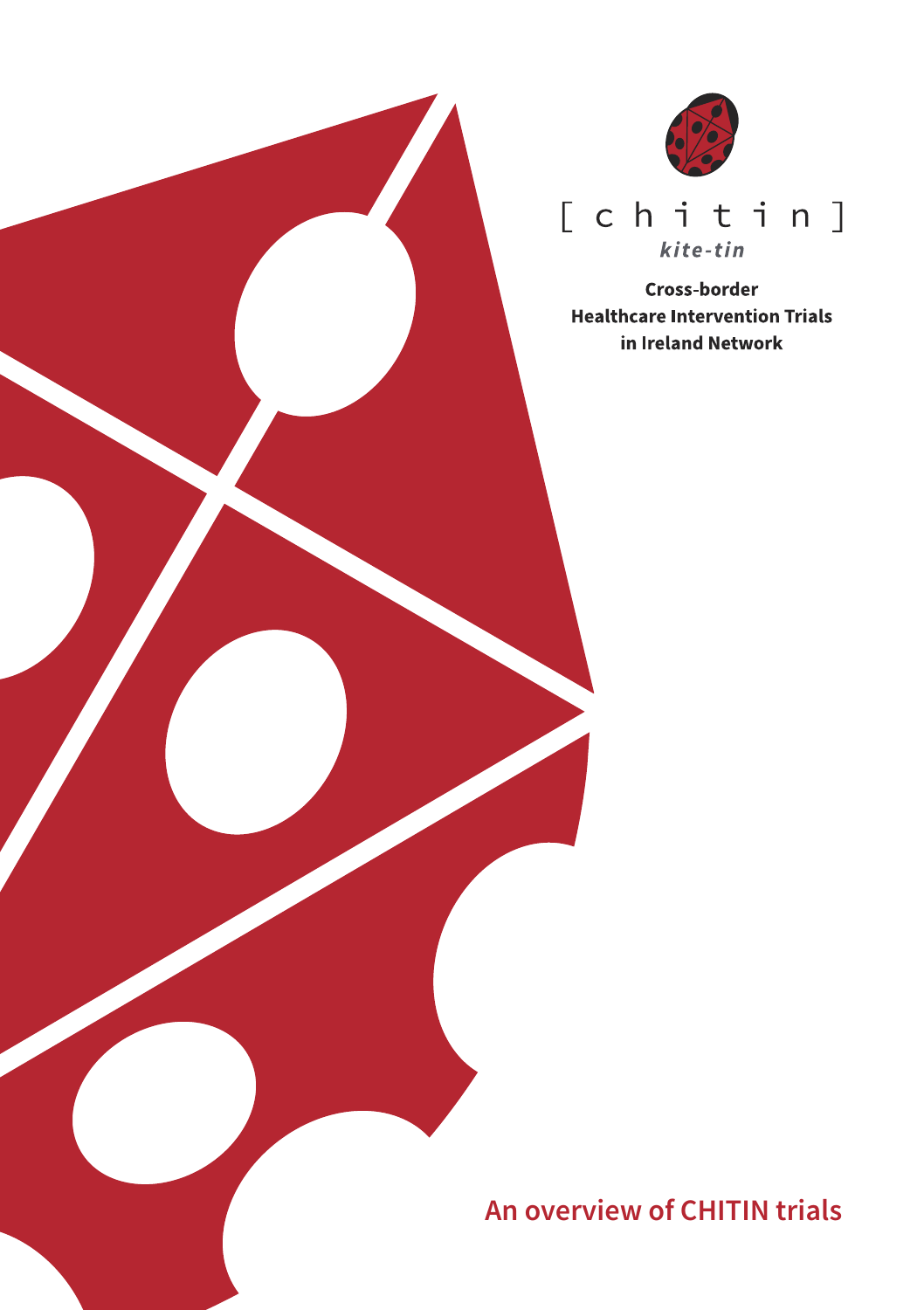[ c h i t i n ]

*kite-tin*

**Cross-border Healthcare Intervention Trials in Ireland Network**

# An overview of CHITIN trials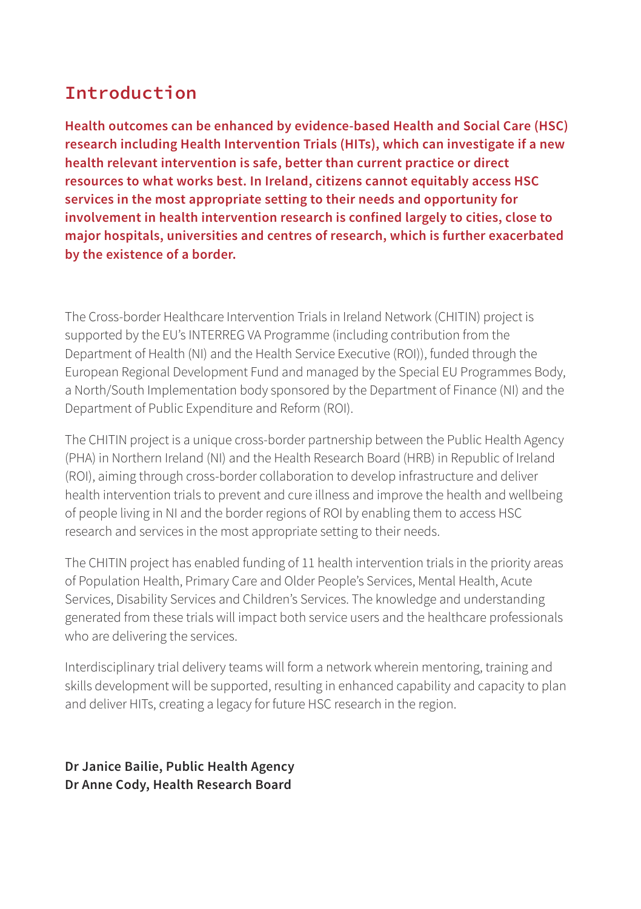# Introduction

**Health outcomes can be enhanced by evidence-based Health and Social Care (HSC) research including Health Intervention Trials (HITs), which can investigate if a new health relevant intervention is safe, better than current practice or direct resources to what works best. In Ireland, citizens cannot equitably access HSC services in the most appropriate setting to their needs and opportunity for involvement in health intervention research is confined largely to cities, close to major hospitals, universities and centres of research, which is further exacerbated by the existence of a border.**

The Cross-border Healthcare Intervention Trials in Ireland Network (CHITIN) project is supported by the EU's INTERREG VA Programme (including contribution from the Department of Health (NI) and the Health Service Executive (ROI)), funded through the European Regional Development Fund and managed by the Special EU Programmes Body, a North/South Implementation body sponsored by the Department of Finance (NI) and the Department of Public Expenditure and Reform (ROI).

The CHITIN project is a unique cross-border partnership between the Public Health Agency (PHA) in Northern Ireland (NI) and the Health Research Board (HRB) in Republic of Ireland (ROI), aiming through cross-border collaboration to develop infrastructure and deliver health intervention trials to prevent and cure illness and improve the health and wellbeing of people living in NI and the border regions of ROI by enabling them to access HSC research and services in the most appropriate setting to their needs.

The CHITIN project has enabled funding of 11 health intervention trials in the priority areas of Population Health, Primary Care and Older People's Services, Mental Health, Acute Services, Disability Services and Children's Services. The knowledge and understanding generated from these trials will impact both service users and the healthcare professionals who are delivering the services.

Interdisciplinary trial delivery teams will form a network wherein mentoring, training and skills development will be supported, resulting in enhanced capability and capacity to plan and deliver HITs, creating a legacy for future HSC research in the region.

**Dr Janice Bailie, Public Health Agency**
**Dr Anne Cody, Health Research Board**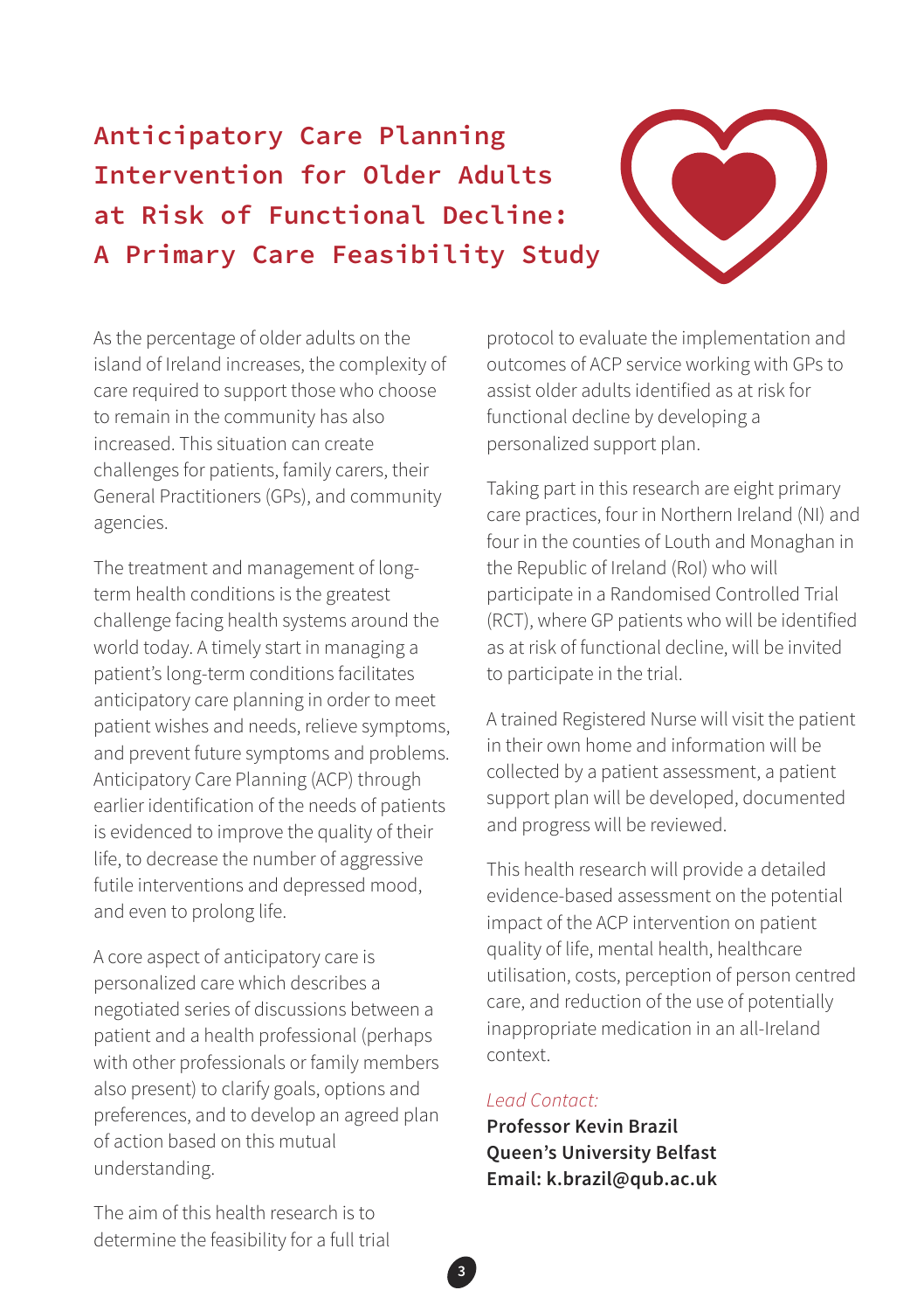# Anticipatory Care Planning Intervention for Older Adults at Risk of Functional Decline: A Primary Care Feasibility Study

As the percentage of older adults on the island of Ireland increases, the complexity of care required to support those who choose to remain in the community has also increased. This situation can create challenges for patients, family carers, their General Practitioners (GPs), and community agencies.

The treatment and management of long-term health conditions is the greatest challenge facing health systems around the world today. A timely start in managing a patient's long-term conditions facilitates anticipatory care planning in order to meet patient wishes and needs, relieve symptoms, and prevent future symptoms and problems. Anticipatory Care Planning (ACP) through earlier identification of the needs of patients is evidenced to improve the quality of their life, to decrease the number of aggressive futile interventions and depressed mood, and even to prolong life.

A core aspect of anticipatory care is personalized care which describes a negotiated series of discussions between a patient and a health professional (perhaps with other professionals or family members also present) to clarify goals, options and preferences, and to develop an agreed plan of action based on this mutual understanding.

The aim of this health research is to determine the feasibility for a full trial protocol to evaluate the implementation and outcomes of ACP service working with GPs to assist older adults identified as at risk for functional decline by developing a personalized support plan.

Taking part in this research are eight primary care practices, four in Northern Ireland (NI) and four in the counties of Louth and Monaghan in the Republic of Ireland (RoI) who will participate in a Randomised Controlled Trial (RCT), where GP patients who will be identified as at risk of functional decline, will be invited to participate in the trial.

A trained Registered Nurse will visit the patient in their own home and information will be collected by a patient assessment, a patient support plan will be developed, documented and progress will be reviewed.

This health research will provide a detailed evidence-based assessment on the potential impact of the ACP intervention on patient quality of life, mental health, healthcare utilisation, costs, perception of person centred care, and reduction of the use of potentially inappropriate medication in an all-Ireland context.

*Lead Contact:*

**Professor Kevin Brazil**
**Queen's University Belfast**
**Email: k.brazil@qub.ac.uk**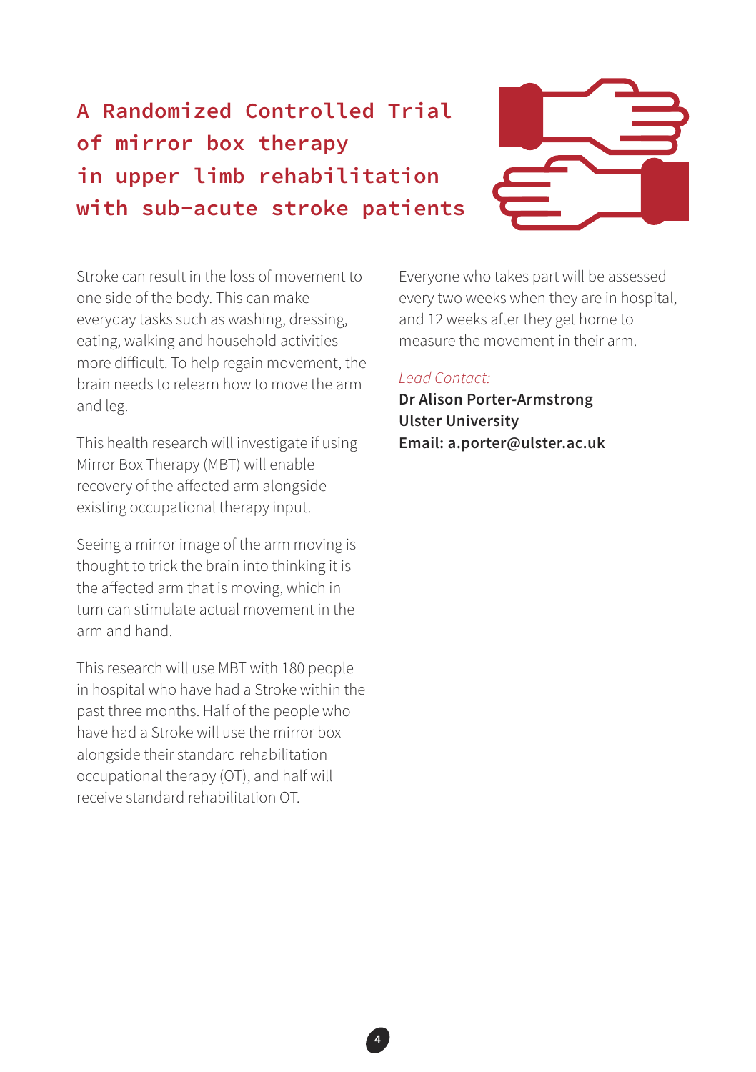# A Randomized Controlled Trial of mirror box therapy in upper limb rehabilitation with sub-acute stroke patients

Stroke can result in the loss of movement to one side of the body. This can make everyday tasks such as washing, dressing, eating, walking and household activities more difficult. To help regain movement, the brain needs to relearn how to move the arm and leg.

This health research will investigate if using Mirror Box Therapy (MBT) will enable recovery of the affected arm alongside existing occupational therapy input.

Seeing a mirror image of the arm moving is thought to trick the brain into thinking it is the affected arm that is moving, which in turn can stimulate actual movement in the arm and hand.

This research will use MBT with 180 people in hospital who have had a Stroke within the past three months. Half of the people who have had a Stroke will use the mirror box alongside their standard rehabilitation occupational therapy (OT), and half will receive standard rehabilitation OT.

Everyone who takes part will be assessed every two weeks when they are in hospital, and 12 weeks after they get home to measure the movement in their arm.

*Lead Contact:*

**Dr Alison Porter-Armstrong**
**Ulster University**
**Email: a.porter@ulster.ac.uk**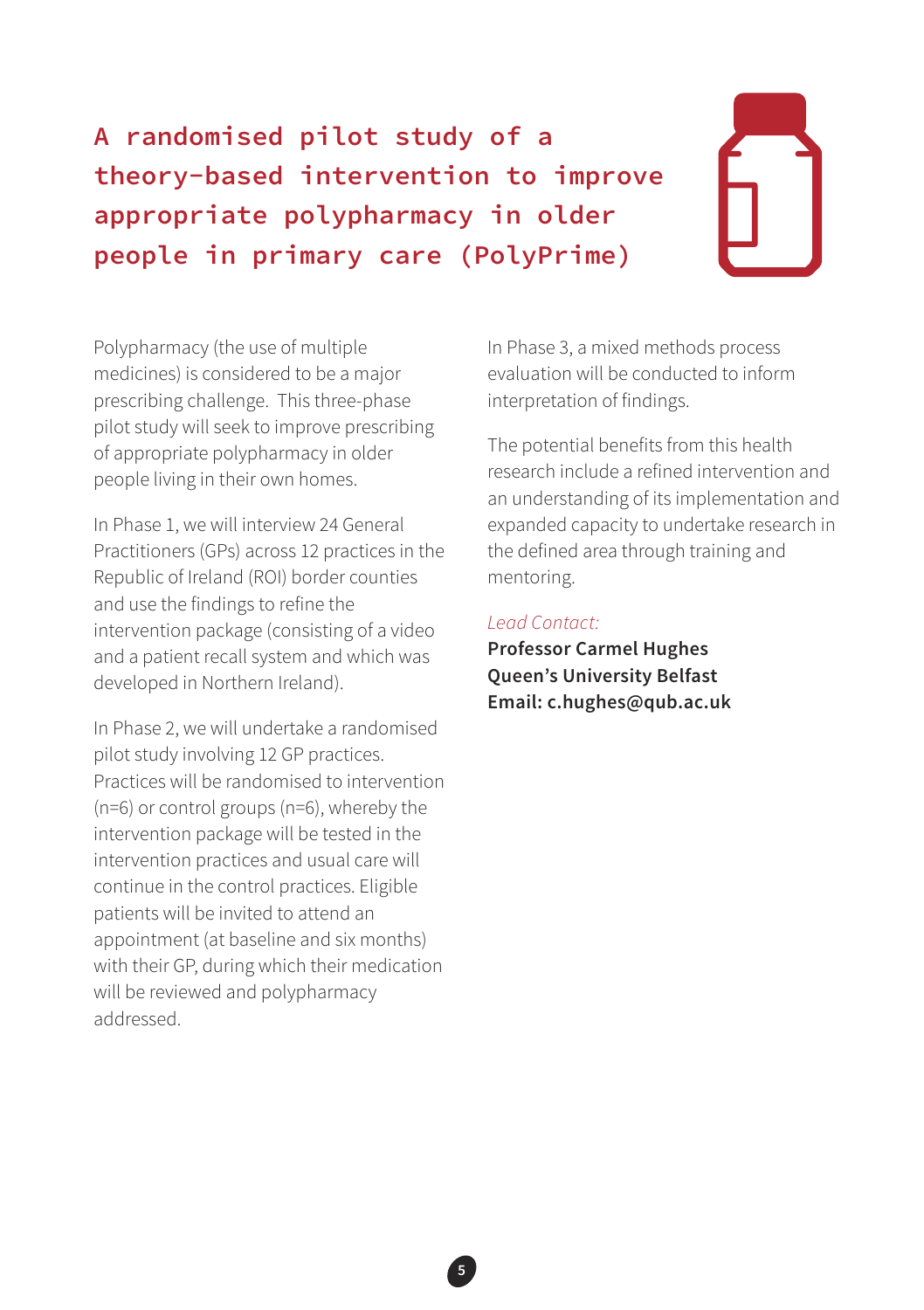# A randomised pilot study of a theory-based intervention to improve appropriate polypharmacy in older people in primary care (PolyPrime)

Polypharmacy (the use of multiple medicines) is considered to be a major prescribing challenge. This three-phase pilot study will seek to improve prescribing of appropriate polypharmacy in older people living in their own homes.

In Phase 1, we will interview 24 General Practitioners (GPs) across 12 practices in the Republic of Ireland (ROI) border counties and use the findings to refine the intervention package (consisting of a video and a patient recall system and which was developed in Northern Ireland).

In Phase 2, we will undertake a randomised pilot study involving 12 GP practices. Practices will be randomised to intervention (n=6) or control groups (n=6), whereby the intervention package will be tested in the intervention practices and usual care will continue in the control practices. Eligible patients will be invited to attend an appointment (at baseline and six months) with their GP, during which their medication will be reviewed and polypharmacy addressed.

In Phase 3, a mixed methods process evaluation will be conducted to inform interpretation of findings.

The potential benefits from this health research include a refined intervention and an understanding of its implementation and expanded capacity to undertake research in the defined area through training and mentoring.

*Lead Contact:*
**Professor Carmel Hughes**
**Queen's University Belfast**
**Email: c.hughes@qub.ac.uk**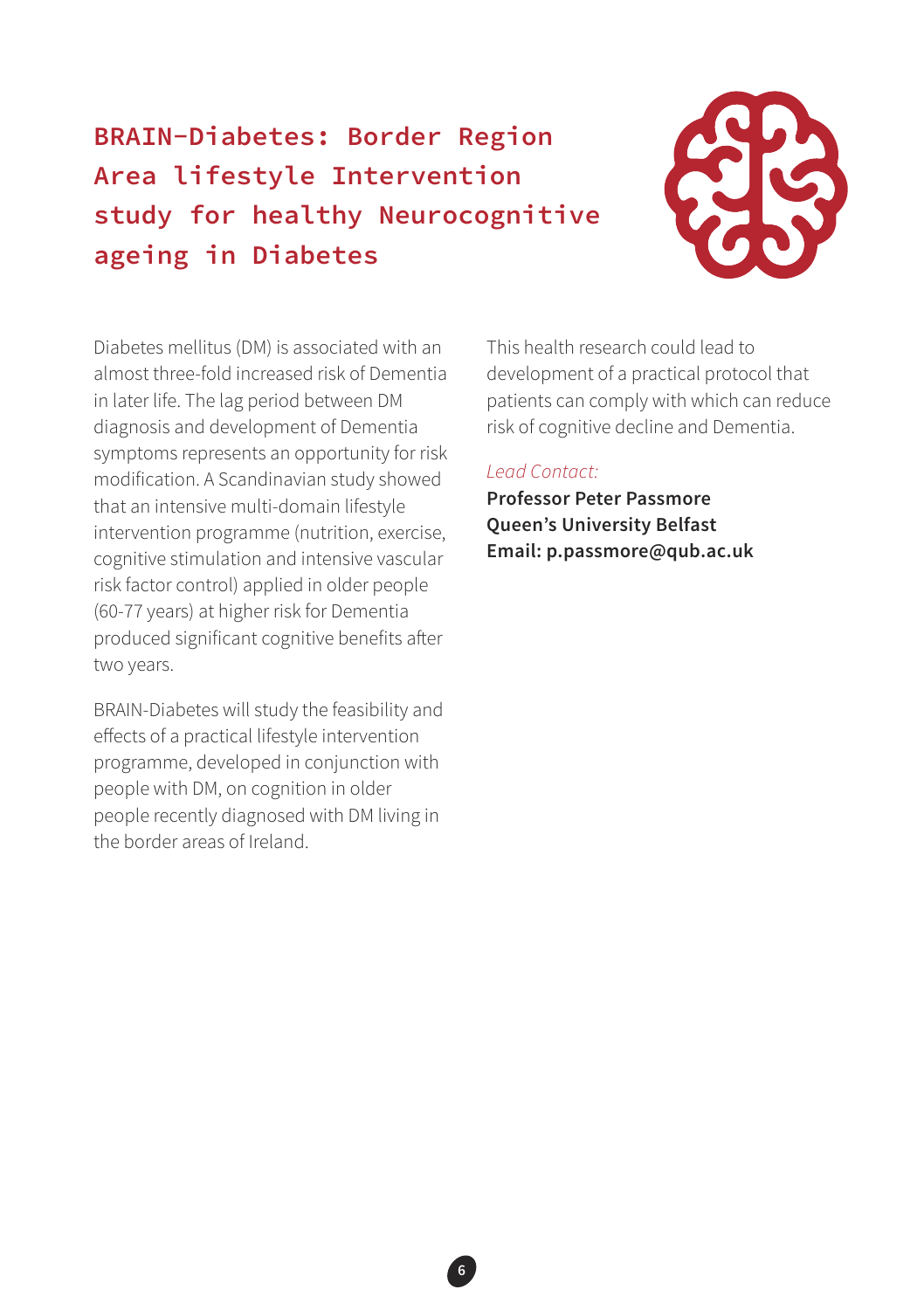## BRAIN-Diabetes: Border Region Area lifestyle Intervention study for healthy Neurocognitive ageing in Diabetes

Diabetes mellitus (DM) is associated with an almost three-fold increased risk of Dementia in later life. The lag period between DM diagnosis and development of Dementia symptoms represents an opportunity for risk modification. A Scandinavian study showed that an intensive multi-domain lifestyle intervention programme (nutrition, exercise, cognitive stimulation and intensive vascular risk factor control) applied in older people (60-77 years) at higher risk for Dementia produced significant cognitive benefits after two years.

BRAIN-Diabetes will study the feasibility and effects of a practical lifestyle intervention programme, developed in conjunction with people with DM, on cognition in older people recently diagnosed with DM living in the border areas of Ireland.

This health research could lead to development of a practical protocol that patients can comply with which can reduce risk of cognitive decline and Dementia.

*Lead Contact:*

**Professor Peter Passmore**
**Queen's University Belfast**
**Email: p.passmore@qub.ac.uk**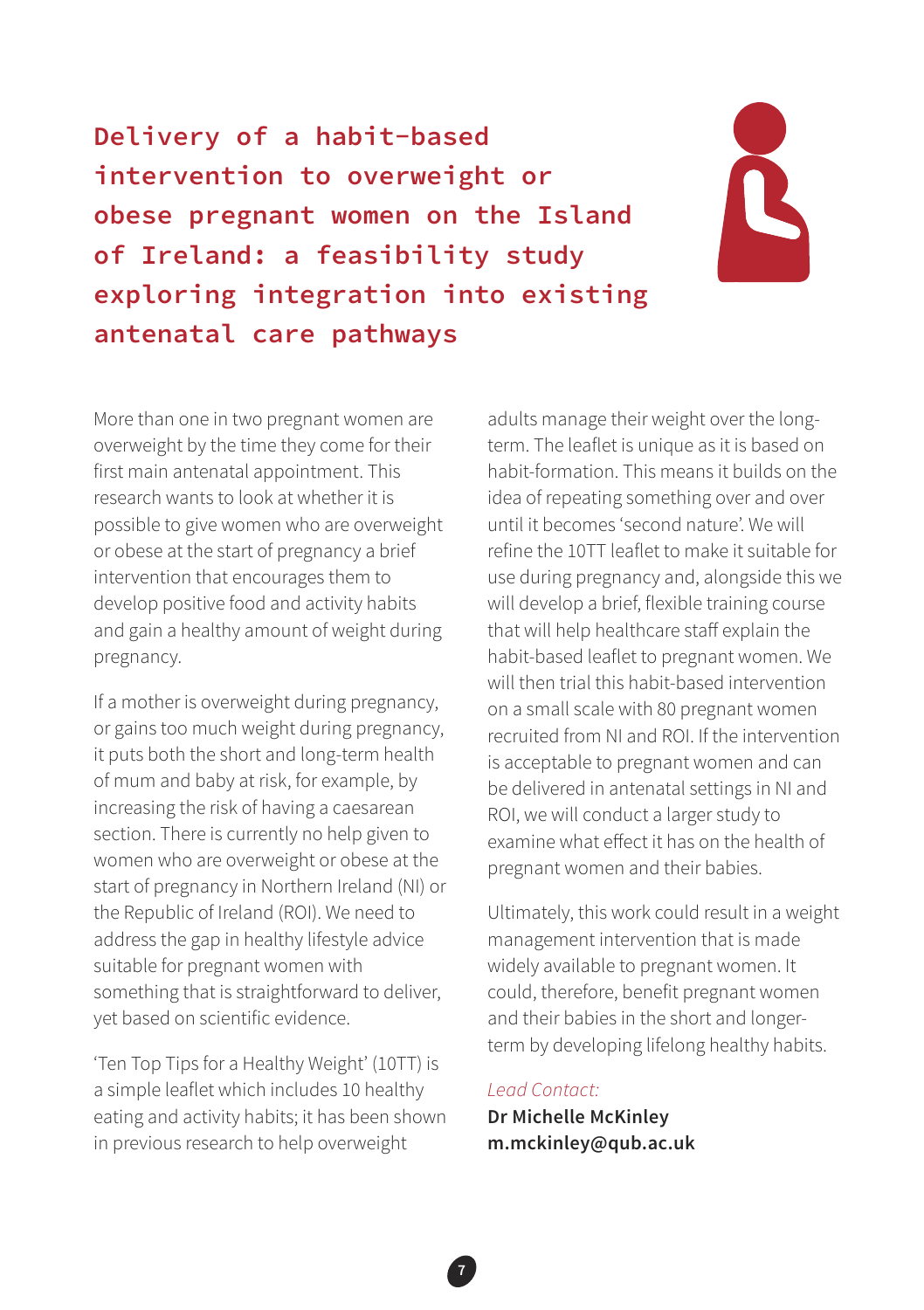# Delivery of a habit-based intervention to overweight or obese pregnant women on the Island of Ireland: a feasibility study exploring integration into existing antenatal care pathways

More than one in two pregnant women are overweight by the time they come for their first main antenatal appointment. This research wants to look at whether it is possible to give women who are overweight or obese at the start of pregnancy a brief intervention that encourages them to develop positive food and activity habits and gain a healthy amount of weight during pregnancy.

If a mother is overweight during pregnancy, or gains too much weight during pregnancy, it puts both the short and long-term health of mum and baby at risk, for example, by increasing the risk of having a caesarean section. There is currently no help given to women who are overweight or obese at the start of pregnancy in Northern Ireland (NI) or the Republic of Ireland (ROI). We need to address the gap in healthy lifestyle advice suitable for pregnant women with something that is straightforward to deliver, yet based on scientific evidence.

'Ten Top Tips for a Healthy Weight' (10TT) is a simple leaflet which includes 10 healthy eating and activity habits; it has been shown in previous research to help overweight adults manage their weight over the long-term. The leaflet is unique as it is based on habit-formation. This means it builds on the idea of repeating something over and over until it becomes 'second nature'. We will refine the 10TT leaflet to make it suitable for use during pregnancy and, alongside this we will develop a brief, flexible training course that will help healthcare staff explain the habit-based leaflet to pregnant women. We will then trial this habit-based intervention on a small scale with 80 pregnant women recruited from NI and ROI. If the intervention is acceptable to pregnant women and can be delivered in antenatal settings in NI and ROI, we will conduct a larger study to examine what effect it has on the health of pregnant women and their babies.

Ultimately, this work could result in a weight management intervention that is made widely available to pregnant women. It could, therefore, benefit pregnant women and their babies in the short and longer-term by developing lifelong healthy habits.

*Lead Contact:*
**Dr Michelle McKinley**
**m.mckinley@qub.ac.uk**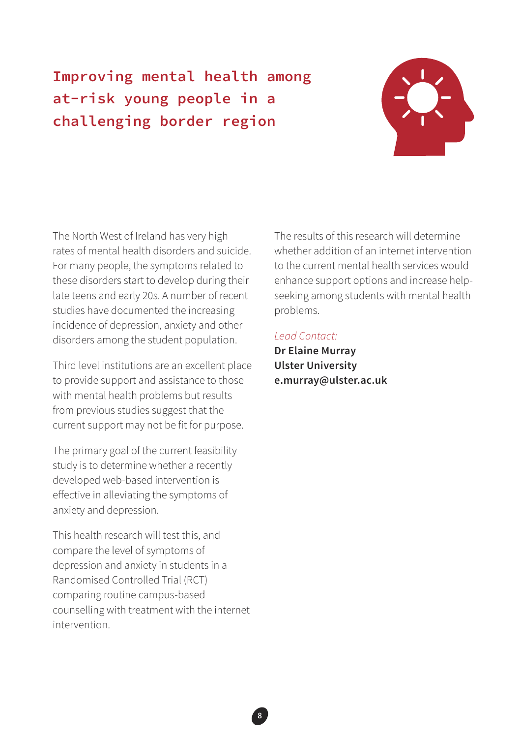# Improving mental health among at-risk young people in a challenging border region

The North West of Ireland has very high rates of mental health disorders and suicide. For many people, the symptoms related to these disorders start to develop during their late teens and early 20s. A number of recent studies have documented the increasing incidence of depression, anxiety and other disorders among the student population.

Third level institutions are an excellent place to provide support and assistance to those with mental health problems but results from previous studies suggest that the current support may not be fit for purpose.

The primary goal of the current feasibility study is to determine whether a recently developed web-based intervention is effective in alleviating the symptoms of anxiety and depression.

This health research will test this, and compare the level of symptoms of depression and anxiety in students in a Randomised Controlled Trial (RCT) comparing routine campus-based counselling with treatment with the internet intervention.

The results of this research will determine whether addition of an internet intervention to the current mental health services would enhance support options and increase help-seeking among students with mental health problems.

*Lead Contact:*
**Dr Elaine Murray**
**Ulster University**
**e.murray@ulster.ac.uk**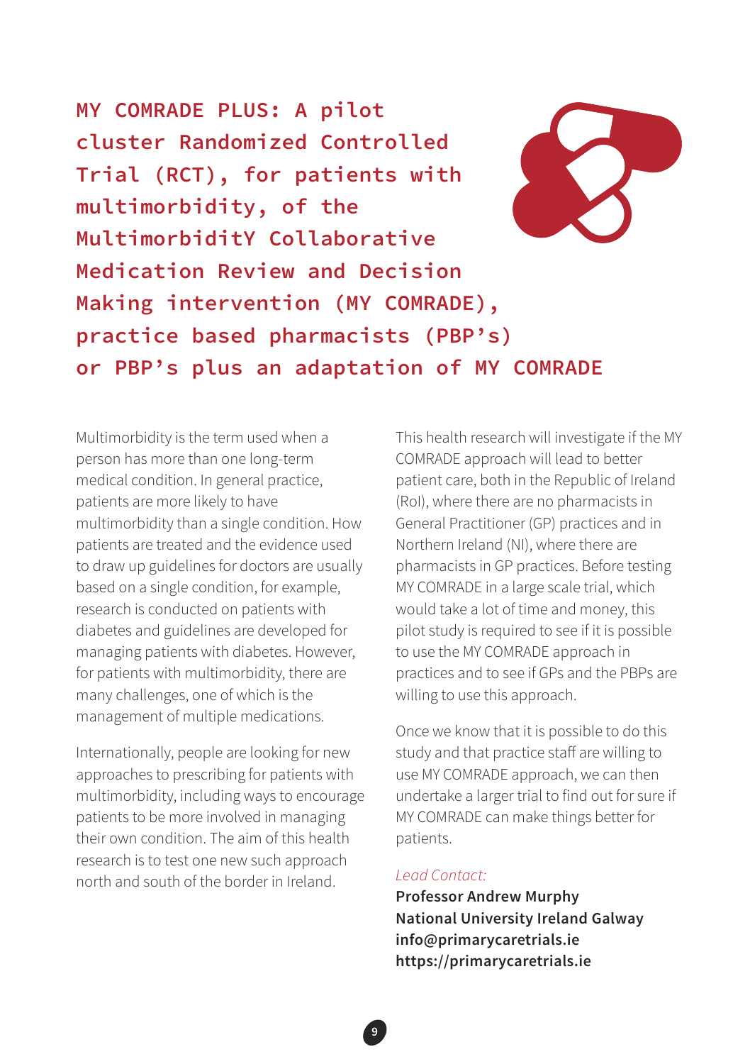# MY COMRADE PLUS: A pilot cluster Randomized Controlled Trial (RCT), for patients with multimorbidity, of the MultimorbiditY Collaborative Medication Review and Decision Making intervention (MY COMRADE), practice based pharmacists (PBP's) or PBP's plus an adaptation of MY COMRADE

Multimorbidity is the term used when a person has more than one long-term medical condition. In general practice, patients are more likely to have multimorbidity than a single condition. How patients are treated and the evidence used to draw up guidelines for doctors are usually based on a single condition, for example, research is conducted on patients with diabetes and guidelines are developed for managing patients with diabetes. However, for patients with multimorbidity, there are many challenges, one of which is the management of multiple medications.

Internationally, people are looking for new approaches to prescribing for patients with multimorbidity, including ways to encourage patients to be more involved in managing their own condition. The aim of this health research is to test one new such approach north and south of the border in Ireland.

This health research will investigate if the MY COMRADE approach will lead to better patient care, both in the Republic of Ireland (RoI), where there are no pharmacists in General Practitioner (GP) practices and in Northern Ireland (NI), where there are pharmacists in GP practices. Before testing MY COMRADE in a large scale trial, which would take a lot of time and money, this pilot study is required to see if it is possible to use the MY COMRADE approach in practices and to see if GPs and the PBPs are willing to use this approach.

Once we know that it is possible to do this study and that practice staff are willing to use MY COMRADE approach, we can then undertake a larger trial to find out for sure if MY COMRADE can make things better for patients.

*Lead Contact:*

**Professor Andrew Murphy**
**National University Ireland Galway**
**info@primarycaretrials.ie**
**https://primarycaretrials.ie**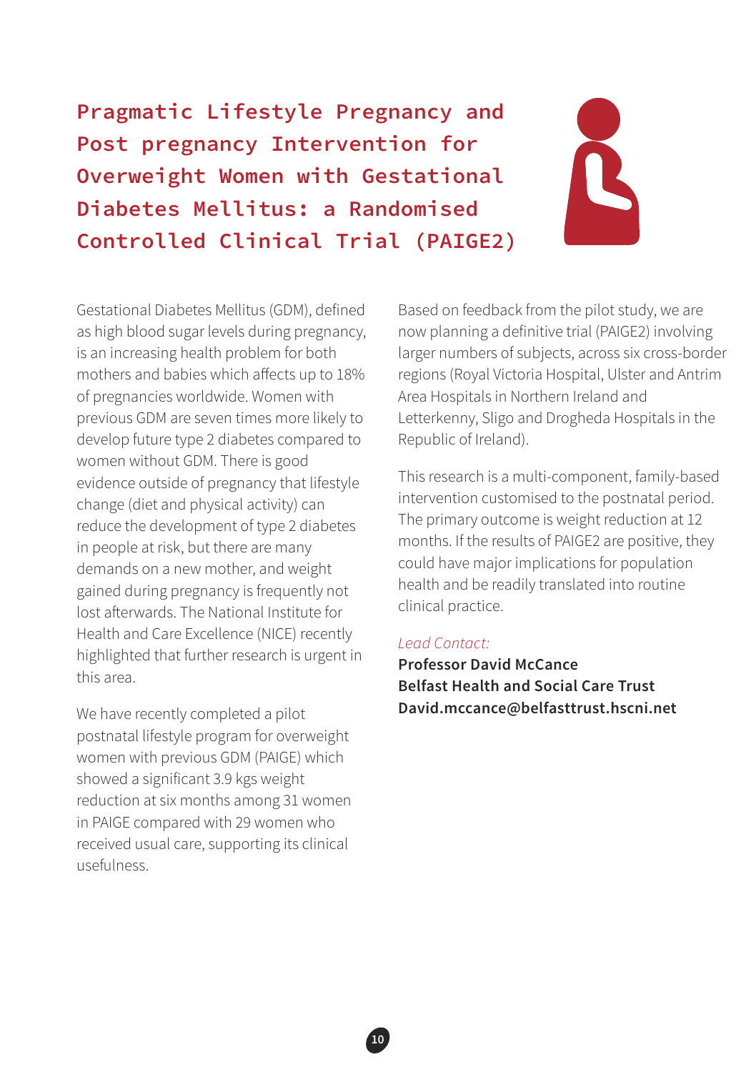# Pragmatic Lifestyle Pregnancy and Post pregnancy Intervention for Overweight Women with Gestational Diabetes Mellitus: a Randomised Controlled Clinical Trial (PAIGE2)

Gestational Diabetes Mellitus (GDM), defined as high blood sugar levels during pregnancy, is an increasing health problem for both mothers and babies which affects up to 18% of pregnancies worldwide. Women with previous GDM are seven times more likely to develop future type 2 diabetes compared to women without GDM. There is good evidence outside of pregnancy that lifestyle change (diet and physical activity) can reduce the development of type 2 diabetes in people at risk, but there are many demands on a new mother, and weight gained during pregnancy is frequently not lost afterwards. The National Institute for Health and Care Excellence (NICE) recently highlighted that further research is urgent in this area.

We have recently completed a pilot postnatal lifestyle program for overweight women with previous GDM (PAIGE) which showed a significant 3.9 kgs weight reduction at six months among 31 women in PAIGE compared with 29 women who received usual care, supporting its clinical usefulness.

Based on feedback from the pilot study, we are now planning a definitive trial (PAIGE2) involving larger numbers of subjects, across six cross-border regions (Royal Victoria Hospital, Ulster and Antrim Area Hospitals in Northern Ireland and Letterkenny, Sligo and Drogheda Hospitals in the Republic of Ireland).

This research is a multi-component, family-based intervention customised to the postnatal period. The primary outcome is weight reduction at 12 months. If the results of PAIGE2 are positive, they could have major implications for population health and be readily translated into routine clinical practice.

*Lead Contact:*

**Professor David McCance**
**Belfast Health and Social Care Trust**
**David.mccance@belfasttrust.hscni.net**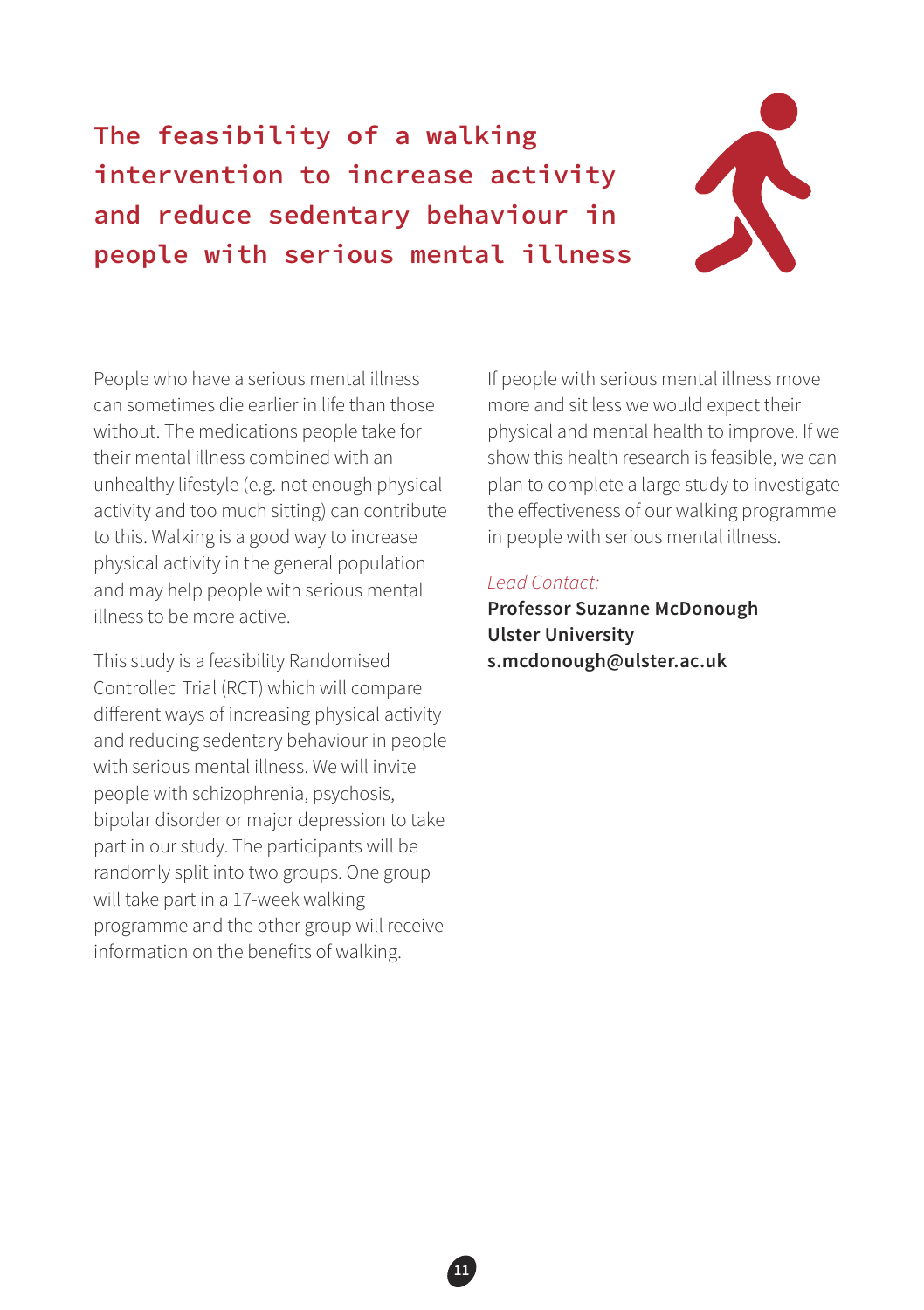# The feasibility of a walking intervention to increase activity and reduce sedentary behaviour in people with serious mental illness

People who have a serious mental illness can sometimes die earlier in life than those without. The medications people take for their mental illness combined with an unhealthy lifestyle (e.g. not enough physical activity and too much sitting) can contribute to this. Walking is a good way to increase physical activity in the general population and may help people with serious mental illness to be more active.

This study is a feasibility Randomised Controlled Trial (RCT) which will compare different ways of increasing physical activity and reducing sedentary behaviour in people with serious mental illness. We will invite people with schizophrenia, psychosis, bipolar disorder or major depression to take part in our study. The participants will be randomly split into two groups. One group will take part in a 17-week walking programme and the other group will receive information on the benefits of walking.

If people with serious mental illness move more and sit less we would expect their physical and mental health to improve. If we show this health research is feasible, we can plan to complete a large study to investigate the effectiveness of our walking programme in people with serious mental illness.

*Lead Contact:*

**Professor Suzanne McDonough**
**Ulster University**
**s.mcdonough@ulster.ac.uk**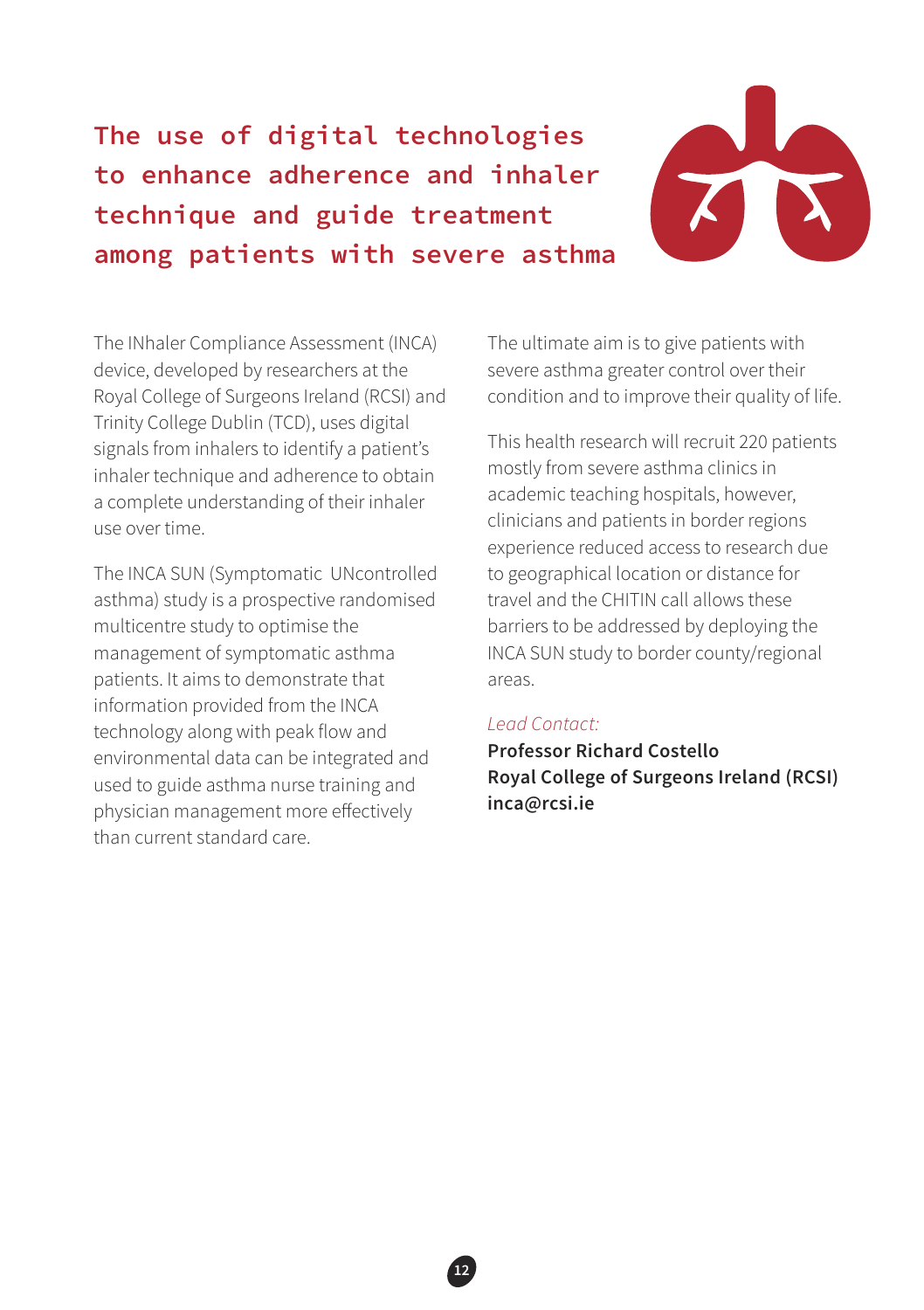# The use of digital technologies to enhance adherence and inhaler technique and guide treatment among patients with severe asthma

The INhaler Compliance Assessment (INCA) device, developed by researchers at the Royal College of Surgeons Ireland (RCSI) and Trinity College Dublin (TCD), uses digital signals from inhalers to identify a patient's inhaler technique and adherence to obtain a complete understanding of their inhaler use over time.

The INCA SUN (Symptomatic UNcontrolled asthma) study is a prospective randomised multicentre study to optimise the management of symptomatic asthma patients. It aims to demonstrate that information provided from the INCA technology along with peak flow and environmental data can be integrated and used to guide asthma nurse training and physician management more effectively than current standard care.

The ultimate aim is to give patients with severe asthma greater control over their condition and to improve their quality of life.

This health research will recruit 220 patients mostly from severe asthma clinics in academic teaching hospitals, however, clinicians and patients in border regions experience reduced access to research due to geographical location or distance for travel and the CHITIN call allows these barriers to be addressed by deploying the INCA SUN study to border county/regional areas.

*Lead Contact:*

**Professor Richard Costello**
**Royal College of Surgeons Ireland (RCSI)**
**inca@rcsi.ie**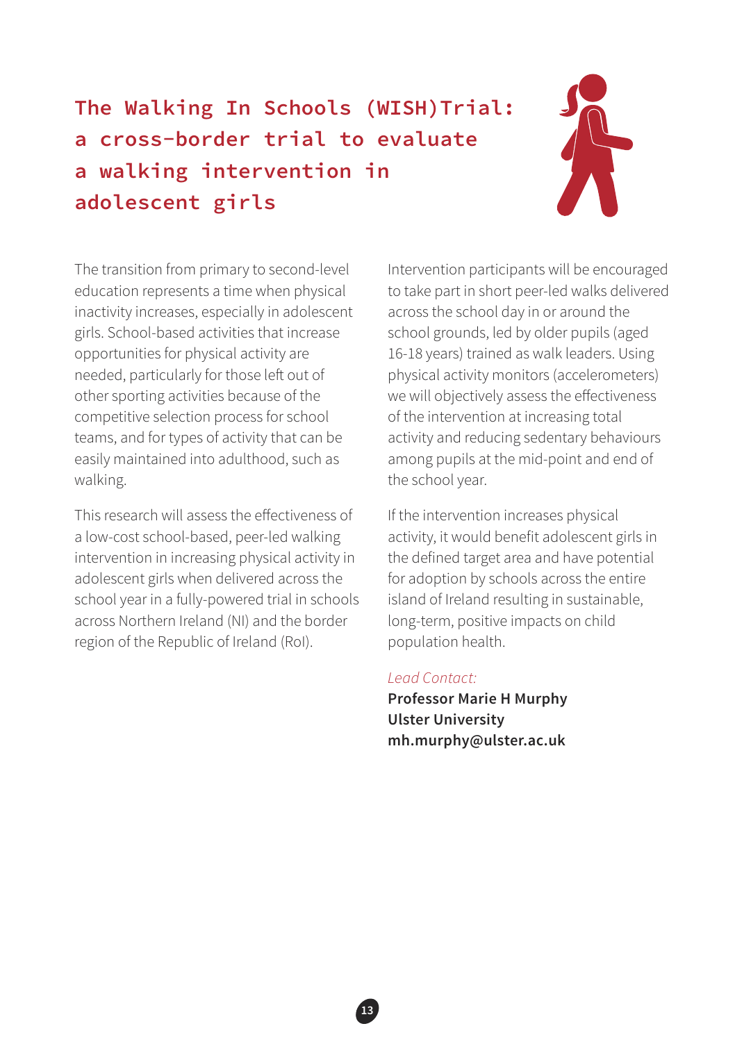## The Walking In Schools (WISH)Trial: a cross-border trial to evaluate a walking intervention in adolescent girls

The transition from primary to second-level education represents a time when physical inactivity increases, especially in adolescent girls. School-based activities that increase opportunities for physical activity are needed, particularly for those left out of other sporting activities because of the competitive selection process for school teams, and for types of activity that can be easily maintained into adulthood, such as walking.

This research will assess the effectiveness of a low-cost school-based, peer-led walking intervention in increasing physical activity in adolescent girls when delivered across the school year in a fully-powered trial in schools across Northern Ireland (NI) and the border region of the Republic of Ireland (RoI).

Intervention participants will be encouraged to take part in short peer-led walks delivered across the school day in or around the school grounds, led by older pupils (aged 16-18 years) trained as walk leaders. Using physical activity monitors (accelerometers) we will objectively assess the effectiveness of the intervention at increasing total activity and reducing sedentary behaviours among pupils at the mid-point and end of the school year.

If the intervention increases physical activity, it would benefit adolescent girls in the defined target area and have potential for adoption by schools across the entire island of Ireland resulting in sustainable, long-term, positive impacts on child population health.

*Lead Contact:*

**Professor Marie H Murphy**
**Ulster University**
**mh.murphy@ulster.ac.uk**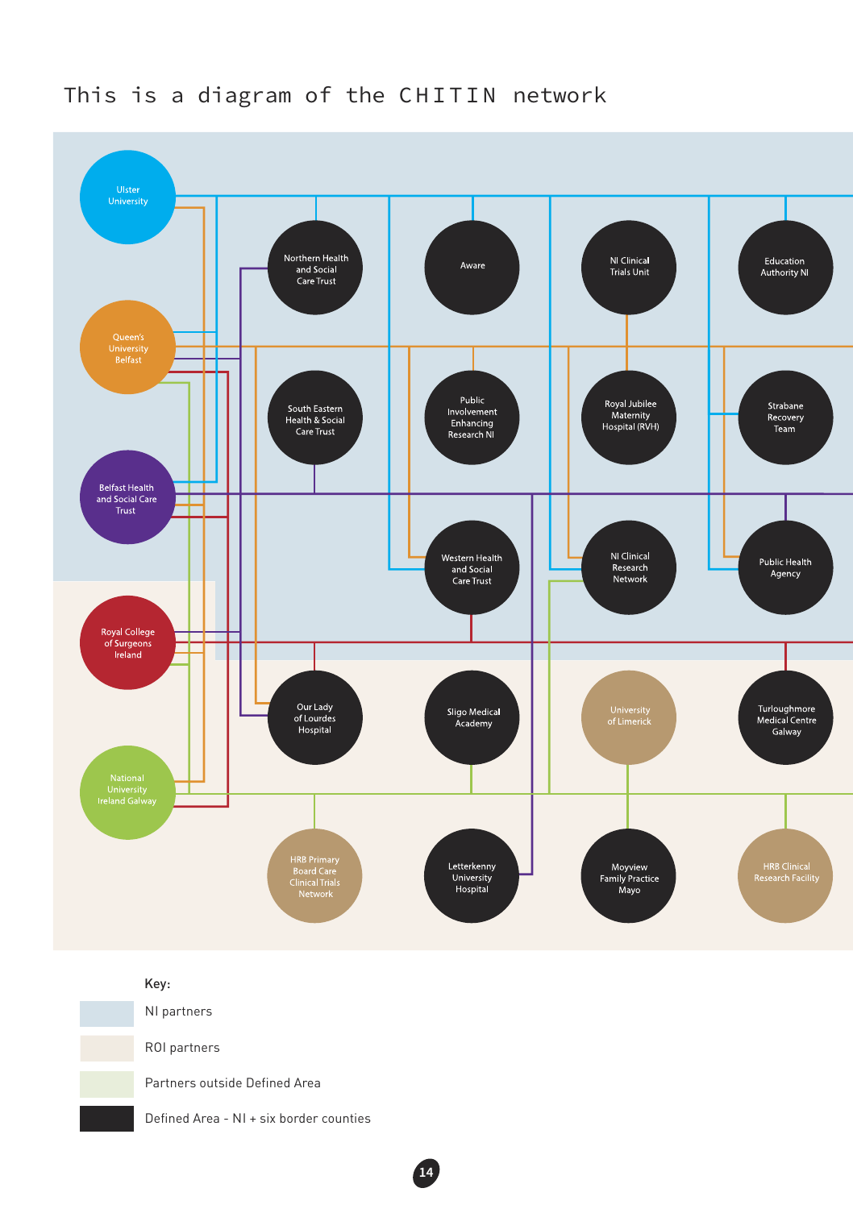This is a diagram of the CHITIN network

Ulster University

Queen's University Belfast

Belfast Health and Social Care Trust

Royal College of Surgeons Ireland

National University Ireland Galway

Northern Health and Social Care Trust

Aware

NI Clinical Trials Unit

Education Authority NI

South Eastern Health & Social Care Trust

Public Involvement Enhancing Research NI

Royal Jubilee Maternity Hospital (RVH)

Strabane Recovery Team

Western Health and Social Care Trust

NI Clinical Research Network

Public Health Agency

Our Lady of Lourdes Hospital

Sligo Medical Academy

University of Limerick

Turloughmore Medical Centre Galway

HRB Primary Board Care Clinical Trials Network

Letterkenny University Hospital

Moyview Family Practice Mayo

HRB Clinical Research Facility

**Key:**

- NI partners
- ROI partners
- Partners outside Defined Area
- Defined Area - NI + six border counties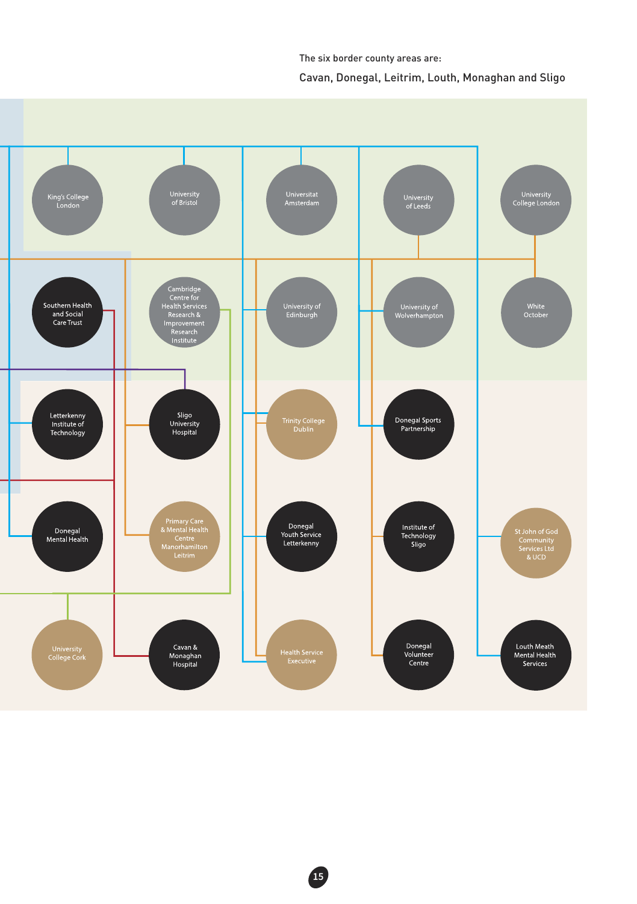The six border county areas are:

Cavan, Donegal, Leitrim, Louth, Monaghan and Sligo

King's College London

University of Bristol

Universitat Amsterdam

University of Leeds

University College London

Southern Health and Social Care Trust

Cambridge Centre for Health Services Research & Improvement Research Institute

University of Edinburgh

University of Wolverhampton

White October

Letterkenny Institute of Technology

Sligo University Hospital

Trinity College Dublin

Donegal Sports Partnership

Donegal Mental Health

Primary Care & Mental Health Centre Manorhamilton Leitrim

Donegal Youth Service Letterkenny

Institute of Technology Sligo

St John of God Community Services Ltd & UCD

University College Cork

Cavan & Monaghan Hospital

Health Service Executive

Donegal Volunteer Centre

Louth Meath Mental Health Services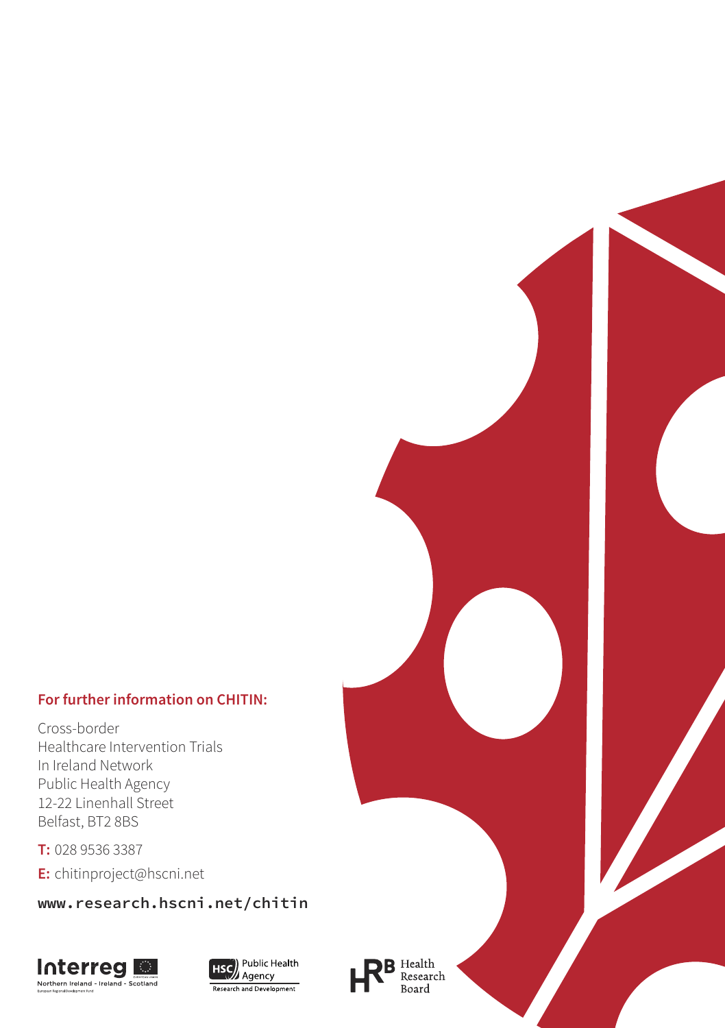**For further information on CHITIN:**

Cross-border
Healthcare Intervention Trials
In Ireland Network
Public Health Agency
12-22 Linenhall Street
Belfast, BT2 8BS

**T:** 028 9536 3387

**E:** chitinproject@hscni.net

**www.research.hscni.net/chitin**

Interreg
Northern Ireland - Ireland - Scotland
European Regional Development Fund

HSC Public Health Agency
Research and Development

HRB Health Research Board